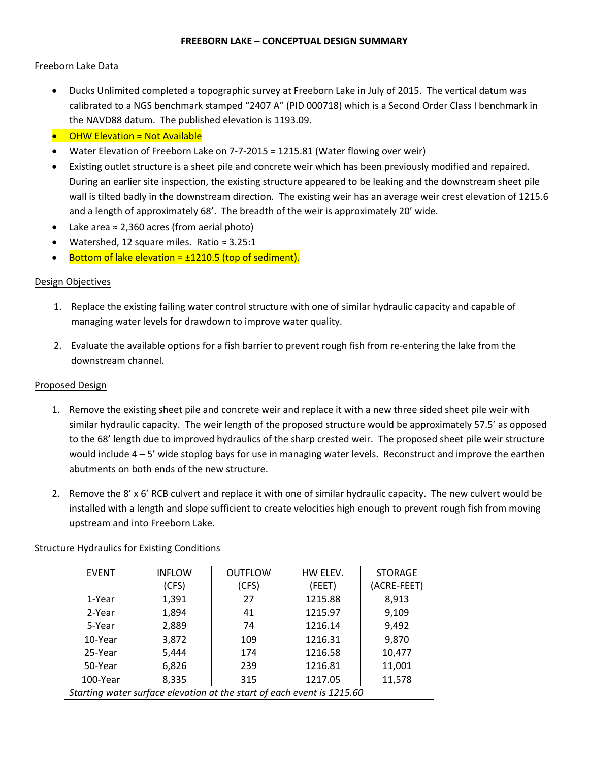# FREEBORN LAKE – CONCEPTUAL DESIGN SUMMARY

## Freeborn Lake Data

- Ducks Unlimited completed a topographic survey at Freeborn Lake in July of 2015. The vertical datum was calibrated to a NGS benchmark stamped "2407 A" (PID 000718) which is a Second Order Class I benchmark in the NAVD88 datum. The published elevation is 1193.09.
- OHW Elevation = Not Available
- Water Elevation of Freeborn Lake on 7-7-2015 = 1215.81 (Water flowing over weir)
- Existing outlet structure is a sheet pile and concrete weir which has been previously modified and repaired. During an earlier site inspection, the existing structure appeared to be leaking and the downstream sheet pile wall is tilted badly in the downstream direction. The existing weir has an average weir crest elevation of 1215.6 and a length of approximately 68'. The breadth of the weir is approximately 20' wide.
- Lake area ≈ 2,360 acres (from aerial photo)
- Watershed, 12 square miles. Ratio ≈ 3.25:1
- Bottom of lake elevation = ±1210.5 (top of sediment).

## Design Objectives

1. Replace the existing failing water control structure with one of similar hydraulic capacity and capable of managing water levels for drawdown to improve water quality.

2. Evaluate the available options for a fish barrier to prevent rough fish from re-entering the lake from the downstream channel.

## Proposed Design

1. Remove the existing sheet pile and concrete weir and replace it with a new three sided sheet pile weir with similar hydraulic capacity. The weir length of the proposed structure would be approximately 57.5' as opposed to the 68' length due to improved hydraulics of the sharp crested weir. The proposed sheet pile weir structure would include 4 – 5' wide stoplog bays for use in managing water levels. Reconstruct and improve the earthen abutments on both ends of the new structure.

2. Remove the 8' x 6' RCB culvert and replace it with one of similar hydraulic capacity. The new culvert would be installed with a length and slope sufficient to create velocities high enough to prevent rough fish from moving upstream and into Freeborn Lake.

## Structure Hydraulics for Existing Conditions

| EVENT | INFLOW (CFS) | OUTFLOW (CFS) | HW ELEV. (FEET) | STORAGE (ACRE-FEET) |
|---|---|---|---|---|
| 1-Year | 1,391 | 27 | 1215.88 | 8,913 |
| 2-Year | 1,894 | 41 | 1215.97 | 9,109 |
| 5-Year | 2,889 | 74 | 1216.14 | 9,492 |
| 10-Year | 3,872 | 109 | 1216.31 | 9,870 |
| 25-Year | 5,444 | 174 | 1216.58 | 10,477 |
| 50-Year | 6,826 | 239 | 1216.81 | 11,001 |
| 100-Year | 8,335 | 315 | 1217.05 | 11,578 |
| *Starting water surface elevation at the start of each event is 1215.60* | | | | |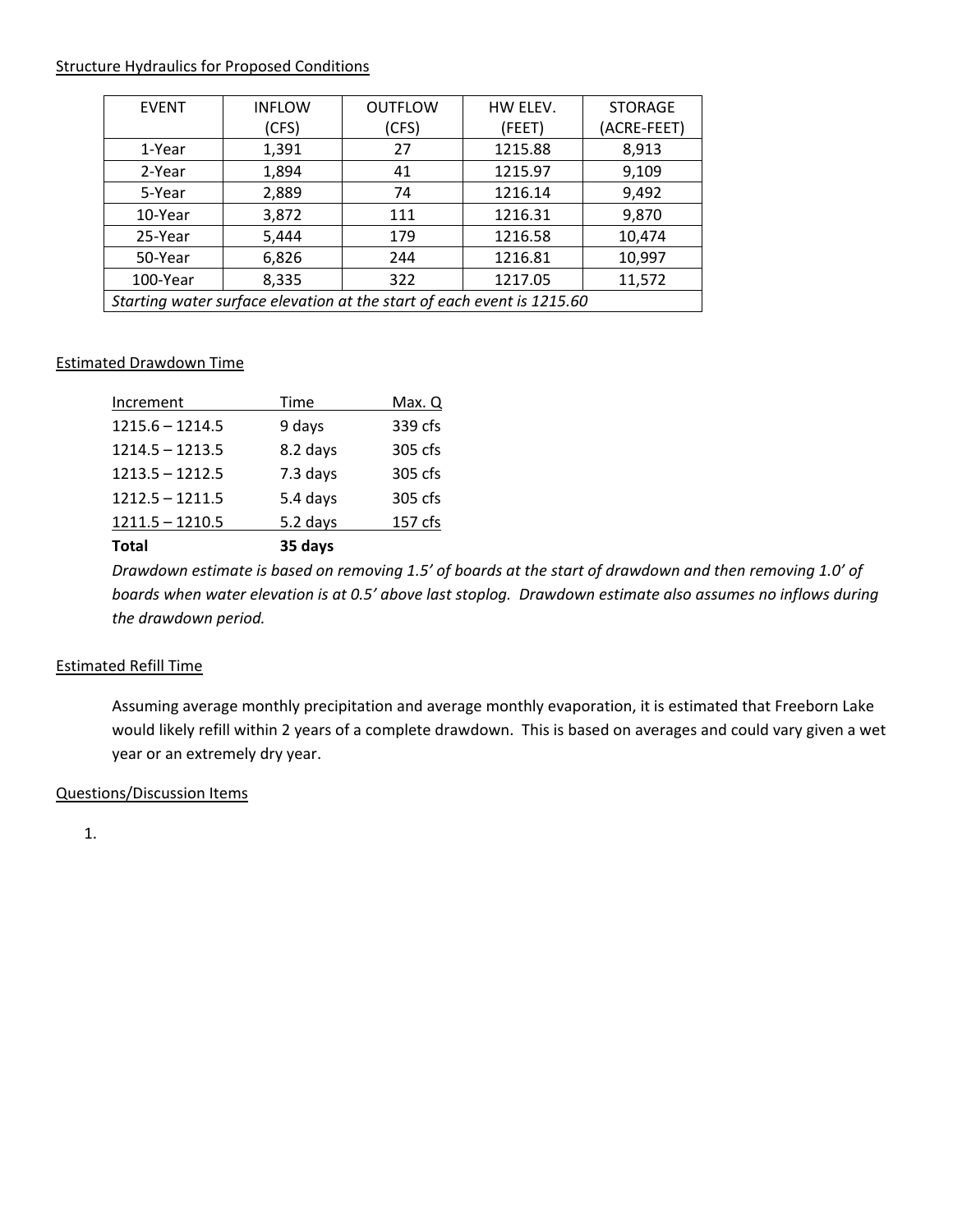## Structure Hydraulics for Proposed Conditions

| EVENT | INFLOW (CFS) | OUTFLOW (CFS) | HW ELEV. (FEET) | STORAGE (ACRE-FEET) |
|---|---|---|---|---|
| 1-Year | 1,391 | 27 | 1215.88 | 8,913 |
| 2-Year | 1,894 | 41 | 1215.97 | 9,109 |
| 5-Year | 2,889 | 74 | 1216.14 | 9,492 |
| 10-Year | 3,872 | 111 | 1216.31 | 9,870 |
| 25-Year | 5,444 | 179 | 1216.58 | 10,474 |
| 50-Year | 6,826 | 244 | 1216.81 | 10,997 |
| 100-Year | 8,335 | 322 | 1217.05 | 11,572 |
| *Starting water surface elevation at the start of each event is 1215.60* | | | | |

## Estimated Drawdown Time

| Increment | Time | Max. Q |
|---|---|---|
| 1215.6 – 1214.5 | 9 days | 339 cfs |
| 1214.5 – 1213.5 | 8.2 days | 305 cfs |
| 1213.5 – 1212.5 | 7.3 days | 305 cfs |
| 1212.5 – 1211.5 | 5.4 days | 305 cfs |
| 1211.5 – 1210.5 | 5.2 days | 157 cfs |
| **Total** | **35 days** | |

*Drawdown estimate is based on removing 1.5' of boards at the start of drawdown and then removing 1.0' of boards when water elevation is at 0.5' above last stoplog. Drawdown estimate also assumes no inflows during the drawdown period.*

## Estimated Refill Time

Assuming average monthly precipitation and average monthly evaporation, it is estimated that Freeborn Lake would likely refill within 2 years of a complete drawdown. This is based on averages and could vary given a wet year or an extremely dry year.

## Questions/Discussion Items

1.